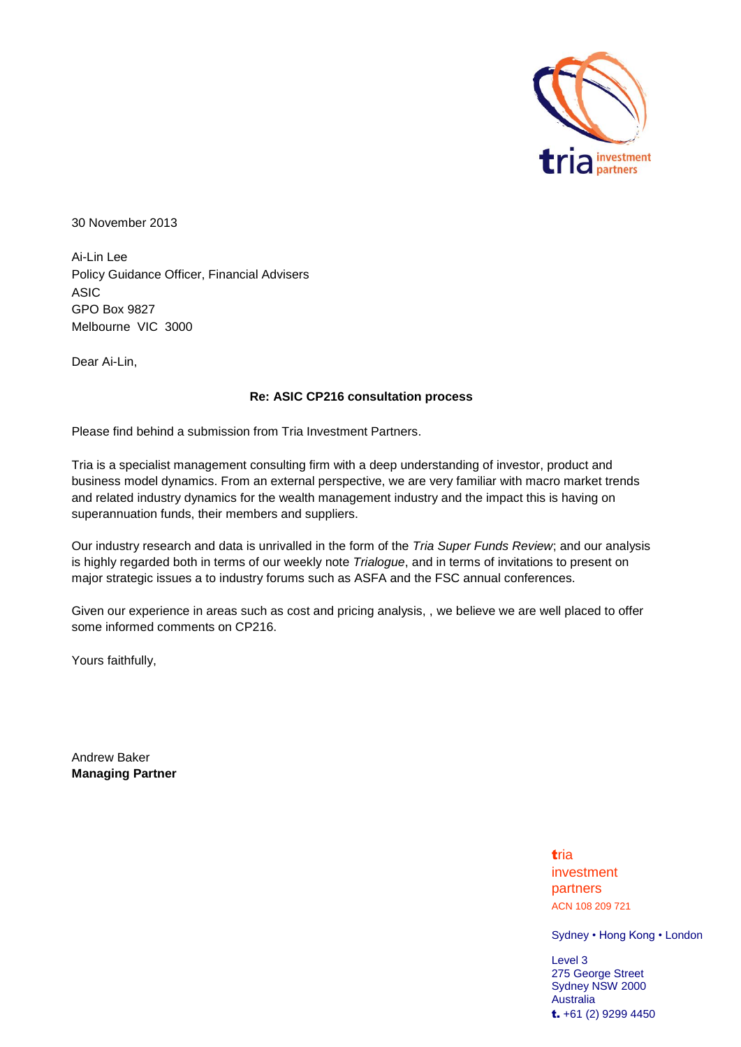30 November 2013

Ai-Lin Lee
Policy Guidance Officer, Financial Advisers
ASIC
GPO Box 9827
Melbourne VIC 3000

Dear Ai-Lin,

**Re: ASIC CP216 consultation process**

Please find behind a submission from Tria Investment Partners.

Tria is a specialist management consulting firm with a deep understanding of investor, product and business model dynamics. From an external perspective, we are very familiar with macro market trends and related industry dynamics for the wealth management industry and the impact this is having on superannuation funds, their members and suppliers.

Our industry research and data is unrivalled in the form of the *Tria Super Funds Review*; and our analysis is highly regarded both in terms of our weekly note *Trialogue*, and in terms of invitations to present on major strategic issues a to industry forums such as ASFA and the FSC annual conferences.

Given our experience in areas such as cost and pricing analysis, , we believe we are well placed to offer some informed comments on CP216.

Yours faithfully,

Andrew Baker
**Managing Partner**

tria
investment
partners
ACN 108 209 721

Sydney • Hong Kong • London

Level 3
275 George Street
Sydney NSW 2000
Australia
t. +61 (2) 9299 4450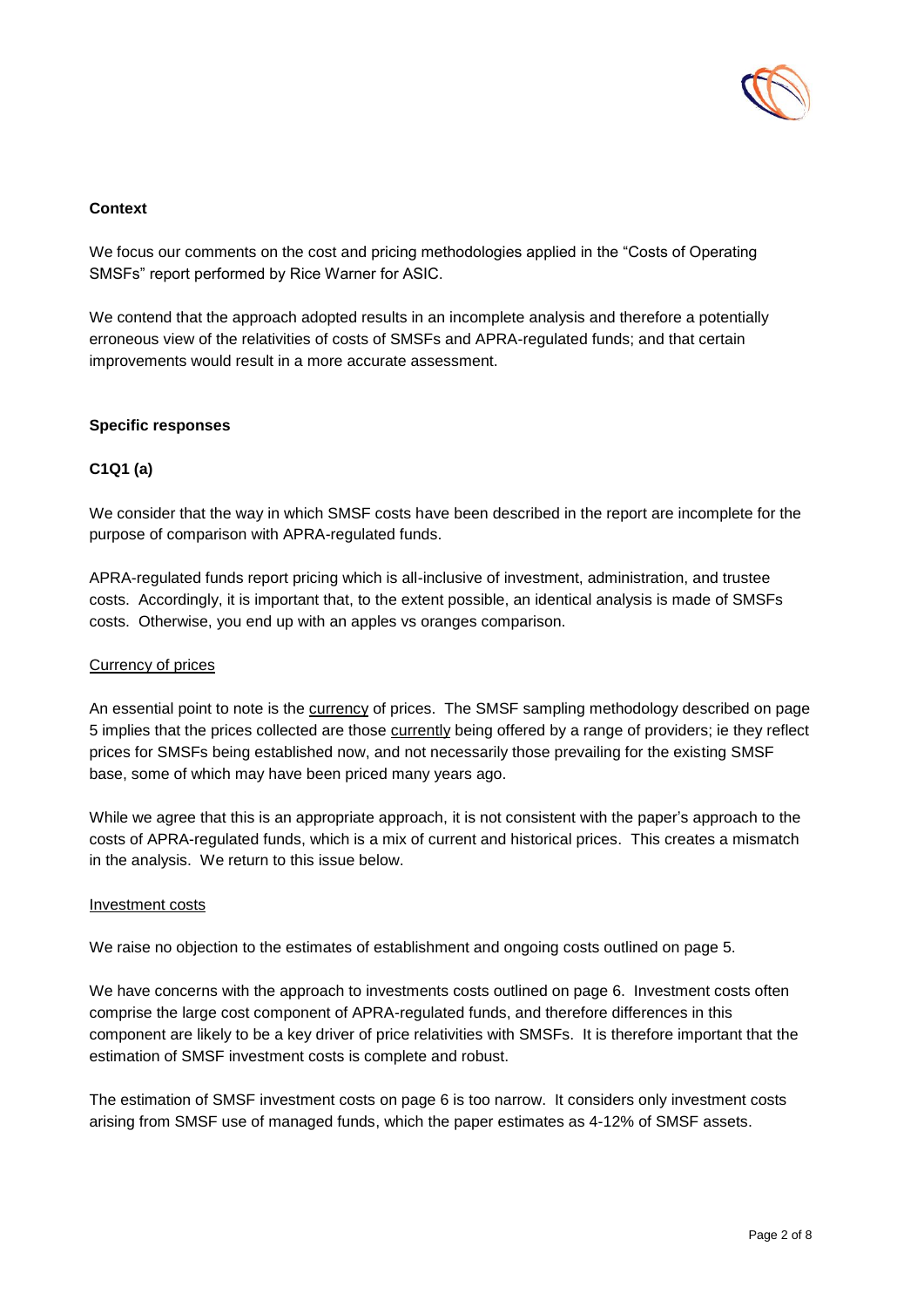**Context**

We focus our comments on the cost and pricing methodologies applied in the "Costs of Operating SMSFs" report performed by Rice Warner for ASIC.

We contend that the approach adopted results in an incomplete analysis and therefore a potentially erroneous view of the relativities of costs of SMSFs and APRA-regulated funds; and that certain improvements would result in a more accurate assessment.

**Specific responses**

**C1Q1 (a)**

We consider that the way in which SMSF costs have been described in the report are incomplete for the purpose of comparison with APRA-regulated funds.

APRA-regulated funds report pricing which is all-inclusive of investment, administration, and trustee costs. Accordingly, it is important that, to the extent possible, an identical analysis is made of SMSFs costs. Otherwise, you end up with an apples vs oranges comparison.

<u>Currency of prices</u>

An essential point to note is the <u>currency</u> of prices. The SMSF sampling methodology described on page 5 implies that the prices collected are those <u>currently</u> being offered by a range of providers; ie they reflect prices for SMSFs being established now, and not necessarily those prevailing for the existing SMSF base, some of which may have been priced many years ago.

While we agree that this is an appropriate approach, it is not consistent with the paper's approach to the costs of APRA-regulated funds, which is a mix of current and historical prices. This creates a mismatch in the analysis. We return to this issue below.

<u>Investment costs</u>

We raise no objection to the estimates of establishment and ongoing costs outlined on page 5.

We have concerns with the approach to investments costs outlined on page 6. Investment costs often comprise the large cost component of APRA-regulated funds, and therefore differences in this component are likely to be a key driver of price relativities with SMSFs. It is therefore important that the estimation of SMSF investment costs is complete and robust.

The estimation of SMSF investment costs on page 6 is too narrow. It considers only investment costs arising from SMSF use of managed funds, which the paper estimates as 4-12% of SMSF assets.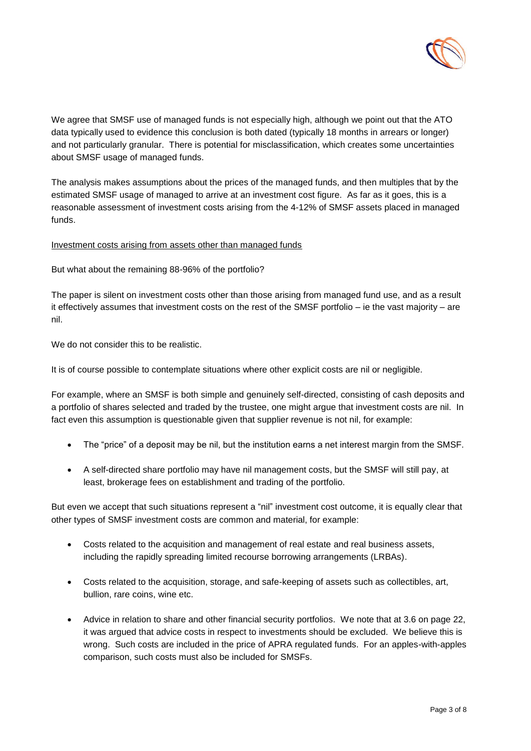We agree that SMSF use of managed funds is not especially high, although we point out that the ATO data typically used to evidence this conclusion is both dated (typically 18 months in arrears or longer) and not particularly granular. There is potential for misclassification, which creates some uncertainties about SMSF usage of managed funds.

The analysis makes assumptions about the prices of the managed funds, and then multiples that by the estimated SMSF usage of managed to arrive at an investment cost figure. As far as it goes, this is a reasonable assessment of investment costs arising from the 4-12% of SMSF assets placed in managed funds.

<u>Investment costs arising from assets other than managed funds</u>

But what about the remaining 88-96% of the portfolio?

The paper is silent on investment costs other than those arising from managed fund use, and as a result it effectively assumes that investment costs on the rest of the SMSF portfolio – ie the vast majority – are nil.

We do not consider this to be realistic.

It is of course possible to contemplate situations where other explicit costs are nil or negligible.

For example, where an SMSF is both simple and genuinely self-directed, consisting of cash deposits and a portfolio of shares selected and traded by the trustee, one might argue that investment costs are nil. In fact even this assumption is questionable given that supplier revenue is not nil, for example:

- The "price" of a deposit may be nil, but the institution earns a net interest margin from the SMSF.
- A self-directed share portfolio may have nil management costs, but the SMSF will still pay, at least, brokerage fees on establishment and trading of the portfolio.

But even we accept that such situations represent a "nil" investment cost outcome, it is equally clear that other types of SMSF investment costs are common and material, for example:

- Costs related to the acquisition and management of real estate and real business assets, including the rapidly spreading limited recourse borrowing arrangements (LRBAs).
- Costs related to the acquisition, storage, and safe-keeping of assets such as collectibles, art, bullion, rare coins, wine etc.
- Advice in relation to share and other financial security portfolios. We note that at 3.6 on page 22, it was argued that advice costs in respect to investments should be excluded. We believe this is wrong. Such costs are included in the price of APRA regulated funds. For an apples-with-apples comparison, such costs must also be included for SMSFs.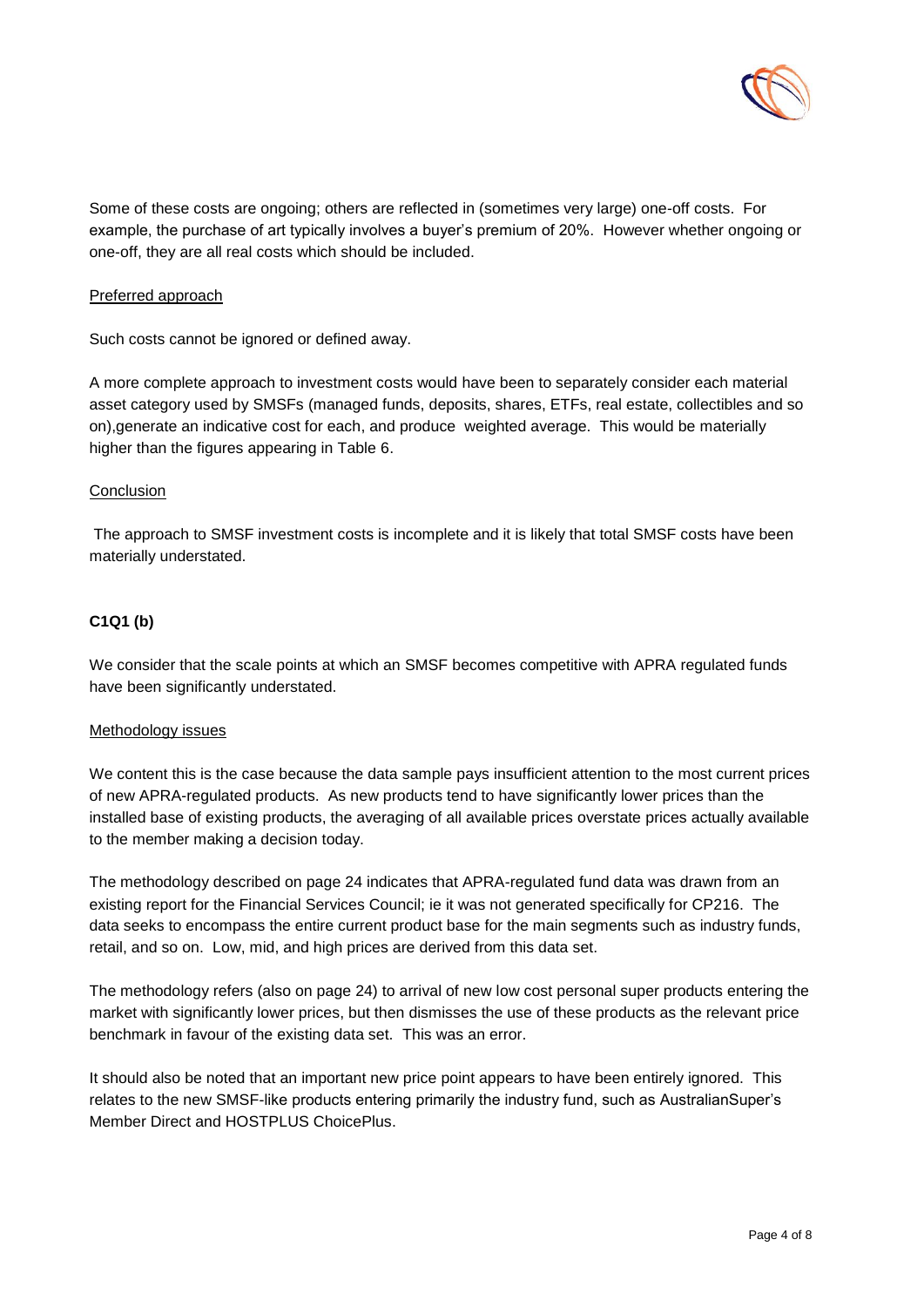Some of these costs are ongoing; others are reflected in (sometimes very large) one-off costs. For example, the purchase of art typically involves a buyer's premium of 20%. However whether ongoing or one-off, they are all real costs which should be included.

Preferred approach

Such costs cannot be ignored or defined away.

A more complete approach to investment costs would have been to separately consider each material asset category used by SMSFs (managed funds, deposits, shares, ETFs, real estate, collectibles and so on),generate an indicative cost for each, and produce weighted average. This would be materially higher than the figures appearing in Table 6.

Conclusion

The approach to SMSF investment costs is incomplete and it is likely that total SMSF costs have been materially understated.

**C1Q1 (b)**

We consider that the scale points at which an SMSF becomes competitive with APRA regulated funds have been significantly understated.

Methodology issues

We content this is the case because the data sample pays insufficient attention to the most current prices of new APRA-regulated products. As new products tend to have significantly lower prices than the installed base of existing products, the averaging of all available prices overstate prices actually available to the member making a decision today.

The methodology described on page 24 indicates that APRA-regulated fund data was drawn from an existing report for the Financial Services Council; ie it was not generated specifically for CP216. The data seeks to encompass the entire current product base for the main segments such as industry funds, retail, and so on. Low, mid, and high prices are derived from this data set.

The methodology refers (also on page 24) to arrival of new low cost personal super products entering the market with significantly lower prices, but then dismisses the use of these products as the relevant price benchmark in favour of the existing data set. This was an error.

It should also be noted that an important new price point appears to have been entirely ignored. This relates to the new SMSF-like products entering primarily the industry fund, such as AustralianSuper's Member Direct and HOSTPLUS ChoicePlus.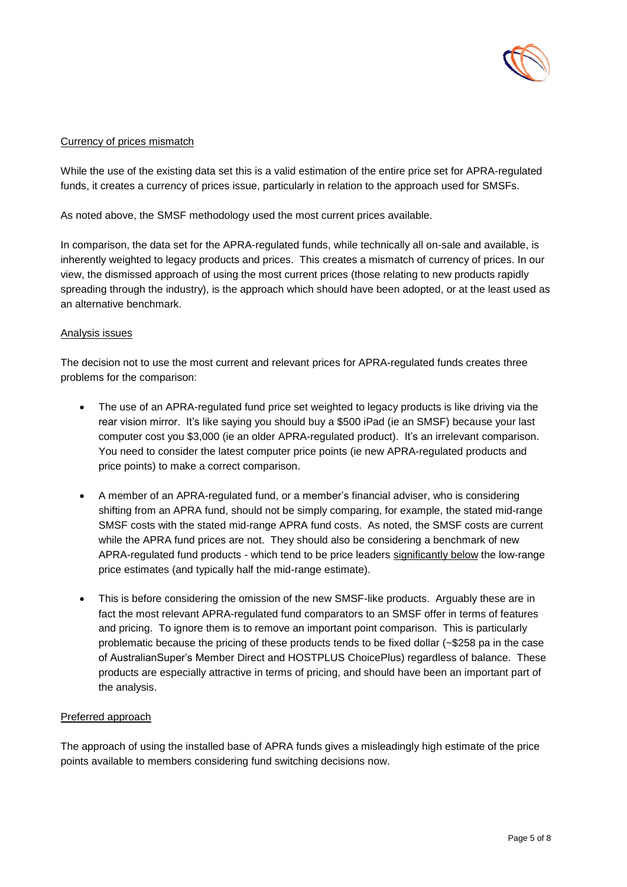Currency of prices mismatch

While the use of the existing data set this is a valid estimation of the entire price set for APRA-regulated funds, it creates a currency of prices issue, particularly in relation to the approach used for SMSFs.

As noted above, the SMSF methodology used the most current prices available.

In comparison, the data set for the APRA-regulated funds, while technically all on-sale and available, is inherently weighted to legacy products and prices. This creates a mismatch of currency of prices. In our view, the dismissed approach of using the most current prices (those relating to new products rapidly spreading through the industry), is the approach which should have been adopted, or at the least used as an alternative benchmark.

Analysis issues

The decision not to use the most current and relevant prices for APRA-regulated funds creates three problems for the comparison:

- The use of an APRA-regulated fund price set weighted to legacy products is like driving via the rear vision mirror. It's like saying you should buy a $500 iPad (ie an SMSF) because your last computer cost you $3,000 (ie an older APRA-regulated product). It's an irrelevant comparison. You need to consider the latest computer price points (ie new APRA-regulated products and price points) to make a correct comparison.
- A member of an APRA-regulated fund, or a member's financial adviser, who is considering shifting from an APRA fund, should not be simply comparing, for example, the stated mid-range SMSF costs with the stated mid-range APRA fund costs. As noted, the SMSF costs are current while the APRA fund prices are not. They should also be considering a benchmark of new APRA-regulated fund products - which tend to be price leaders significantly below the low-range price estimates (and typically half the mid-range estimate).
- This is before considering the omission of the new SMSF-like products. Arguably these are in fact the most relevant APRA-regulated fund comparators to an SMSF offer in terms of features and pricing. To ignore them is to remove an important point comparison. This is particularly problematic because the pricing of these products tends to be fixed dollar (~$258 pa in the case of AustralianSuper's Member Direct and HOSTPLUS ChoicePlus) regardless of balance. These products are especially attractive in terms of pricing, and should have been an important part of the analysis.

Preferred approach

The approach of using the installed base of APRA funds gives a misleadingly high estimate of the price points available to members considering fund switching decisions now.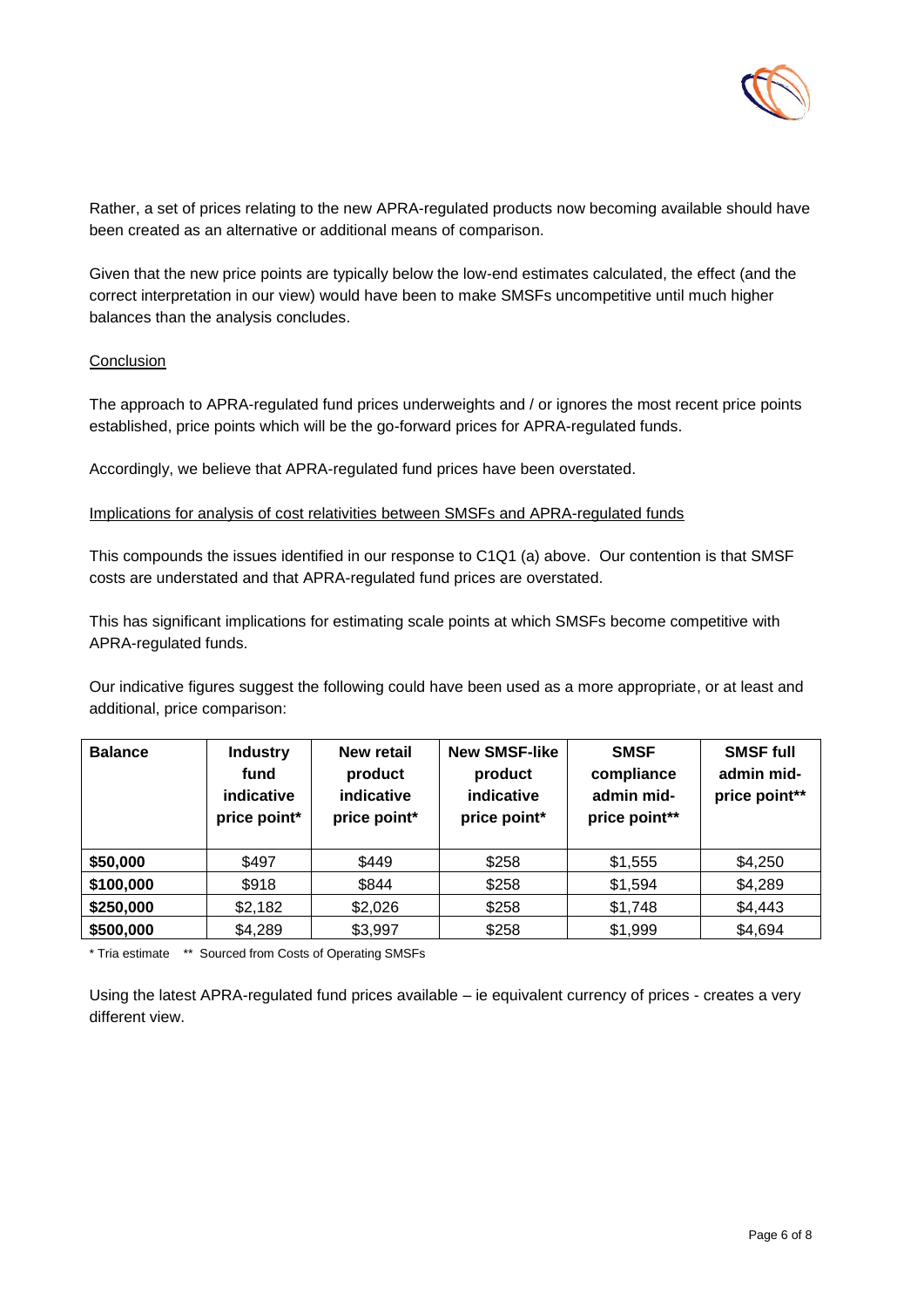Rather, a set of prices relating to the new APRA-regulated products now becoming available should have been created as an alternative or additional means of comparison.

Given that the new price points are typically below the low-end estimates calculated, the effect (and the correct interpretation in our view) would have been to make SMSFs uncompetitive until much higher balances than the analysis concludes.

<u>Conclusion</u>

The approach to APRA-regulated fund prices underweights and / or ignores the most recent price points established, price points which will be the go-forward prices for APRA-regulated funds.

Accordingly, we believe that APRA-regulated fund prices have been overstated.

<u>Implications for analysis of cost relativities between SMSFs and APRA-regulated funds</u>

This compounds the issues identified in our response to C1Q1 (a) above. Our contention is that SMSF costs are understated and that APRA-regulated fund prices are overstated.

This has significant implications for estimating scale points at which SMSFs become competitive with APRA-regulated funds.

Our indicative figures suggest the following could have been used as a more appropriate, or at least and additional, price comparison:

| Balance | Industry fund indicative price point* | New retail product indicative price point* | New SMSF-like product indicative price point* | SMSF compliance admin mid-price point** | SMSF full admin mid-price point** |
|---|---|---|---|---|---|
| **$50,000** | $497 | $449 | $258 | $1,555 | $4,250 |
| **$100,000** | $918 | $844 | $258 | $1,594 | $4,289 |
| **$250,000** | $2,182 | $2,026 | $258 | $1,748 | $4,443 |
| **$500,000** | $4,289 | $3,997 | $258 | $1,999 | $4,694 |

* Tria estimate ** Sourced from Costs of Operating SMSFs

Using the latest APRA-regulated fund prices available – ie equivalent currency of prices - creates a very different view.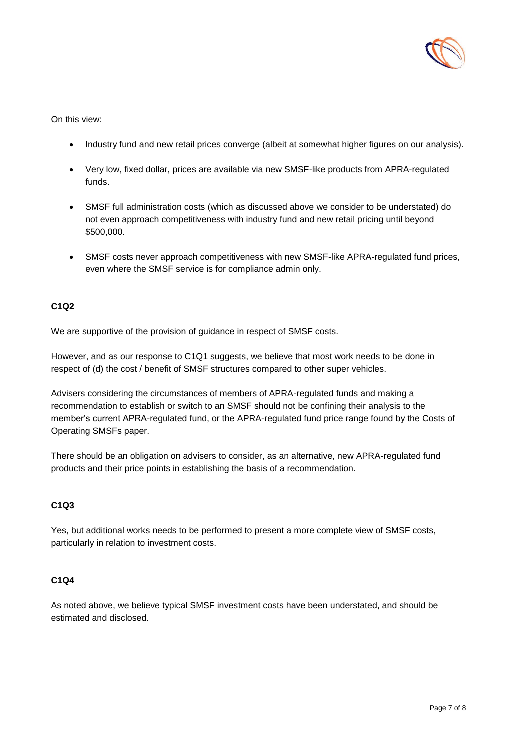On this view:

- Industry fund and new retail prices converge (albeit at somewhat higher figures on our analysis).
- Very low, fixed dollar, prices are available via new SMSF-like products from APRA-regulated funds.
- SMSF full administration costs (which as discussed above we consider to be understated) do not even approach competitiveness with industry fund and new retail pricing until beyond $500,000.
- SMSF costs never approach competitiveness with new SMSF-like APRA-regulated fund prices, even where the SMSF service is for compliance admin only.

**C1Q2**

We are supportive of the provision of guidance in respect of SMSF costs.

However, and as our response to C1Q1 suggests, we believe that most work needs to be done in respect of (d) the cost / benefit of SMSF structures compared to other super vehicles.

Advisers considering the circumstances of members of APRA-regulated funds and making a recommendation to establish or switch to an SMSF should not be confining their analysis to the member's current APRA-regulated fund, or the APRA-regulated fund price range found by the Costs of Operating SMSFs paper.

There should be an obligation on advisers to consider, as an alternative, new APRA-regulated fund products and their price points in establishing the basis of a recommendation.

**C1Q3**

Yes, but additional works needs to be performed to present a more complete view of SMSF costs, particularly in relation to investment costs.

**C1Q4**

As noted above, we believe typical SMSF investment costs have been understated, and should be estimated and disclosed.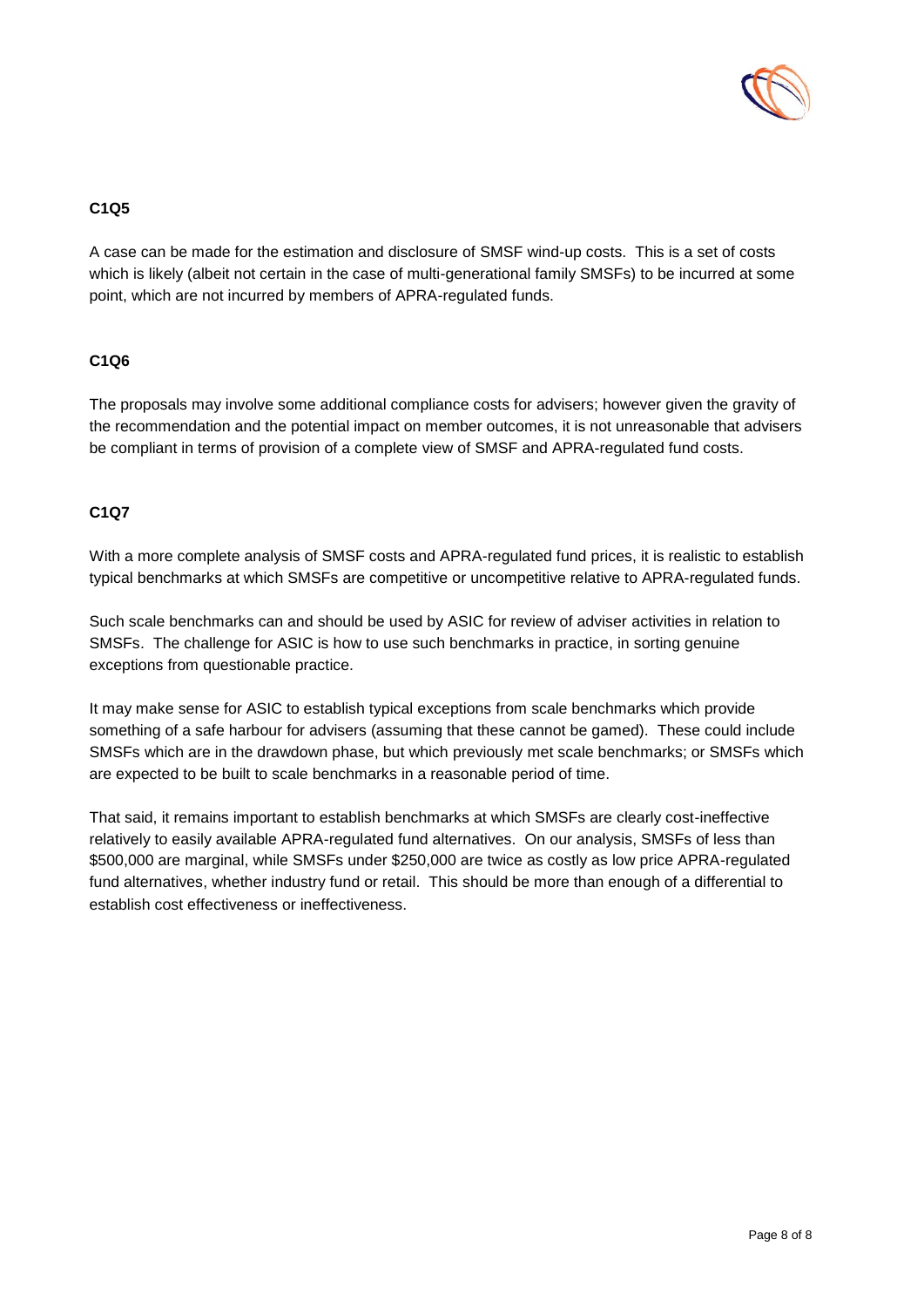**C1Q5**

A case can be made for the estimation and disclosure of SMSF wind-up costs. This is a set of costs which is likely (albeit not certain in the case of multi-generational family SMSFs) to be incurred at some point, which are not incurred by members of APRA-regulated funds.

**C1Q6**

The proposals may involve some additional compliance costs for advisers; however given the gravity of the recommendation and the potential impact on member outcomes, it is not unreasonable that advisers be compliant in terms of provision of a complete view of SMSF and APRA-regulated fund costs.

**C1Q7**

With a more complete analysis of SMSF costs and APRA-regulated fund prices, it is realistic to establish typical benchmarks at which SMSFs are competitive or uncompetitive relative to APRA-regulated funds.

Such scale benchmarks can and should be used by ASIC for review of adviser activities in relation to SMSFs. The challenge for ASIC is how to use such benchmarks in practice, in sorting genuine exceptions from questionable practice.

It may make sense for ASIC to establish typical exceptions from scale benchmarks which provide something of a safe harbour for advisers (assuming that these cannot be gamed). These could include SMSFs which are in the drawdown phase, but which previously met scale benchmarks; or SMSFs which are expected to be built to scale benchmarks in a reasonable period of time.

That said, it remains important to establish benchmarks at which SMSFs are clearly cost-ineffective relatively to easily available APRA-regulated fund alternatives. On our analysis, SMSFs of less than $500,000 are marginal, while SMSFs under $250,000 are twice as costly as low price APRA-regulated fund alternatives, whether industry fund or retail. This should be more than enough of a differential to establish cost effectiveness or ineffectiveness.